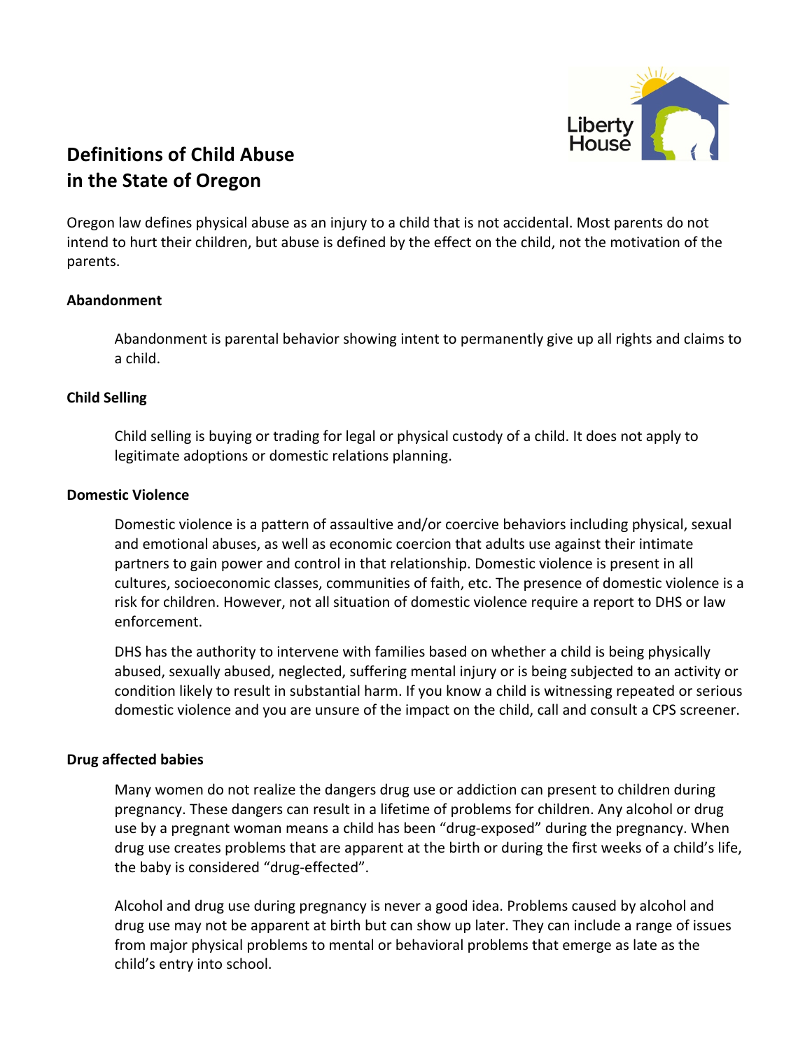# Definitions of Child Abuse in the State of Oregon

Oregon law defines physical abuse as an injury to a child that is not accidental. Most parents do not intend to hurt their children, but abuse is defined by the effect on the child, not the motivation of the parents.

**Abandonment**

Abandonment is parental behavior showing intent to permanently give up all rights and claims to a child.

**Child Selling**

Child selling is buying or trading for legal or physical custody of a child. It does not apply to legitimate adoptions or domestic relations planning.

**Domestic Violence**

Domestic violence is a pattern of assaultive and/or coercive behaviors including physical, sexual and emotional abuses, as well as economic coercion that adults use against their intimate partners to gain power and control in that relationship. Domestic violence is present in all cultures, socioeconomic classes, communities of faith, etc. The presence of domestic violence is a risk for children. However, not all situation of domestic violence require a report to DHS or law enforcement.

DHS has the authority to intervene with families based on whether a child is being physically abused, sexually abused, neglected, suffering mental injury or is being subjected to an activity or condition likely to result in substantial harm. If you know a child is witnessing repeated or serious domestic violence and you are unsure of the impact on the child, call and consult a CPS screener.

**Drug affected babies**

Many women do not realize the dangers drug use or addiction can present to children during pregnancy. These dangers can result in a lifetime of problems for children. Any alcohol or drug use by a pregnant woman means a child has been "drug-exposed" during the pregnancy. When drug use creates problems that are apparent at the birth or during the first weeks of a child's life, the baby is considered "drug-effected".

Alcohol and drug use during pregnancy is never a good idea. Problems caused by alcohol and drug use may not be apparent at birth but can show up later. They can include a range of issues from major physical problems to mental or behavioral problems that emerge as late as the child's entry into school.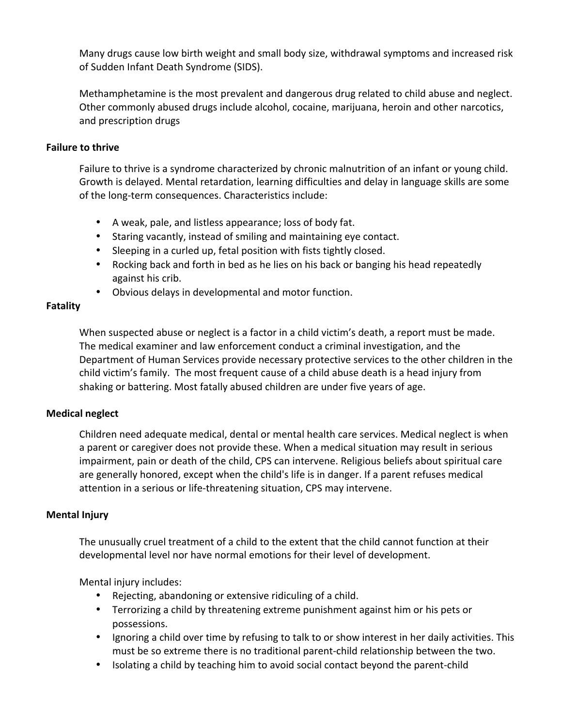Many drugs cause low birth weight and small body size, withdrawal symptoms and increased risk of Sudden Infant Death Syndrome (SIDS).

Methamphetamine is the most prevalent and dangerous drug related to child abuse and neglect. Other commonly abused drugs include alcohol, cocaine, marijuana, heroin and other narcotics, and prescription drugs

**Failure to thrive**

Failure to thrive is a syndrome characterized by chronic malnutrition of an infant or young child. Growth is delayed. Mental retardation, learning difficulties and delay in language skills are some of the long-term consequences. Characteristics include:

- A weak, pale, and listless appearance; loss of body fat.
- Staring vacantly, instead of smiling and maintaining eye contact.
- Sleeping in a curled up, fetal position with fists tightly closed.
- Rocking back and forth in bed as he lies on his back or banging his head repeatedly against his crib.
- Obvious delays in developmental and motor function.

**Fatality**

When suspected abuse or neglect is a factor in a child victim's death, a report must be made. The medical examiner and law enforcement conduct a criminal investigation, and the Department of Human Services provide necessary protective services to the other children in the child victim's family. The most frequent cause of a child abuse death is a head injury from shaking or battering. Most fatally abused children are under five years of age.

**Medical neglect**

Children need adequate medical, dental or mental health care services. Medical neglect is when a parent or caregiver does not provide these. When a medical situation may result in serious impairment, pain or death of the child, CPS can intervene. Religious beliefs about spiritual care are generally honored, except when the child's life is in danger. If a parent refuses medical attention in a serious or life-threatening situation, CPS may intervene.

**Mental Injury**

The unusually cruel treatment of a child to the extent that the child cannot function at their developmental level nor have normal emotions for their level of development.

Mental injury includes:

- Rejecting, abandoning or extensive ridiculing of a child.
- Terrorizing a child by threatening extreme punishment against him or his pets or possessions.
- Ignoring a child over time by refusing to talk to or show interest in her daily activities. This must be so extreme there is no traditional parent-child relationship between the two.
- Isolating a child by teaching him to avoid social contact beyond the parent-child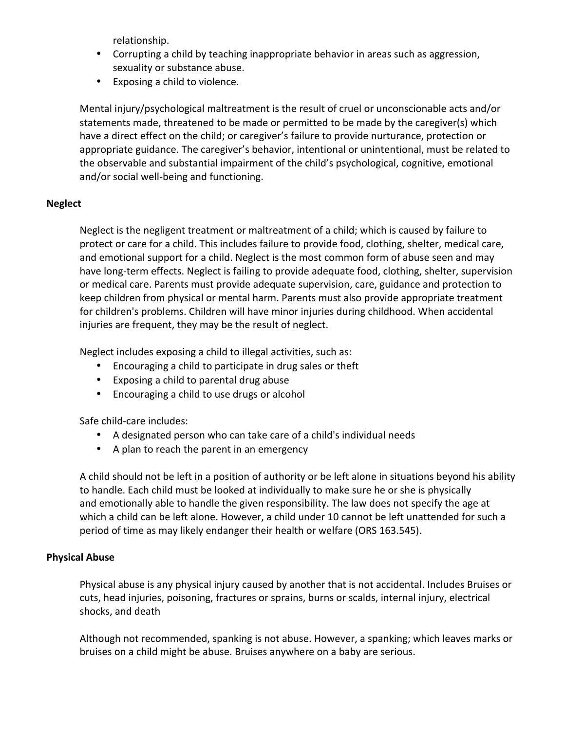relationship.

- Corrupting a child by teaching inappropriate behavior in areas such as aggression, sexuality or substance abuse.
- Exposing a child to violence.

Mental injury/psychological maltreatment is the result of cruel or unconscionable acts and/or statements made, threatened to be made or permitted to be made by the caregiver(s) which have a direct effect on the child; or caregiver's failure to provide nurturance, protection or appropriate guidance. The caregiver's behavior, intentional or unintentional, must be related to the observable and substantial impairment of the child's psychological, cognitive, emotional and/or social well-being and functioning.

**Neglect**

Neglect is the negligent treatment or maltreatment of a child; which is caused by failure to protect or care for a child. This includes failure to provide food, clothing, shelter, medical care, and emotional support for a child. Neglect is the most common form of abuse seen and may have long-term effects. Neglect is failing to provide adequate food, clothing, shelter, supervision or medical care. Parents must provide adequate supervision, care, guidance and protection to keep children from physical or mental harm. Parents must also provide appropriate treatment for children's problems. Children will have minor injuries during childhood. When accidental injuries are frequent, they may be the result of neglect.

Neglect includes exposing a child to illegal activities, such as:

- Encouraging a child to participate in drug sales or theft
- Exposing a child to parental drug abuse
- Encouraging a child to use drugs or alcohol

Safe child-care includes:

- A designated person who can take care of a child's individual needs
- A plan to reach the parent in an emergency

A child should not be left in a position of authority or be left alone in situations beyond his ability to handle. Each child must be looked at individually to make sure he or she is physically and emotionally able to handle the given responsibility. The law does not specify the age at which a child can be left alone. However, a child under 10 cannot be left unattended for such a period of time as may likely endanger their health or welfare (ORS 163.545).

**Physical Abuse**

Physical abuse is any physical injury caused by another that is not accidental. Includes Bruises or cuts, head injuries, poisoning, fractures or sprains, burns or scalds, internal injury, electrical shocks, and death

Although not recommended, spanking is not abuse. However, a spanking; which leaves marks or bruises on a child might be abuse. Bruises anywhere on a baby are serious.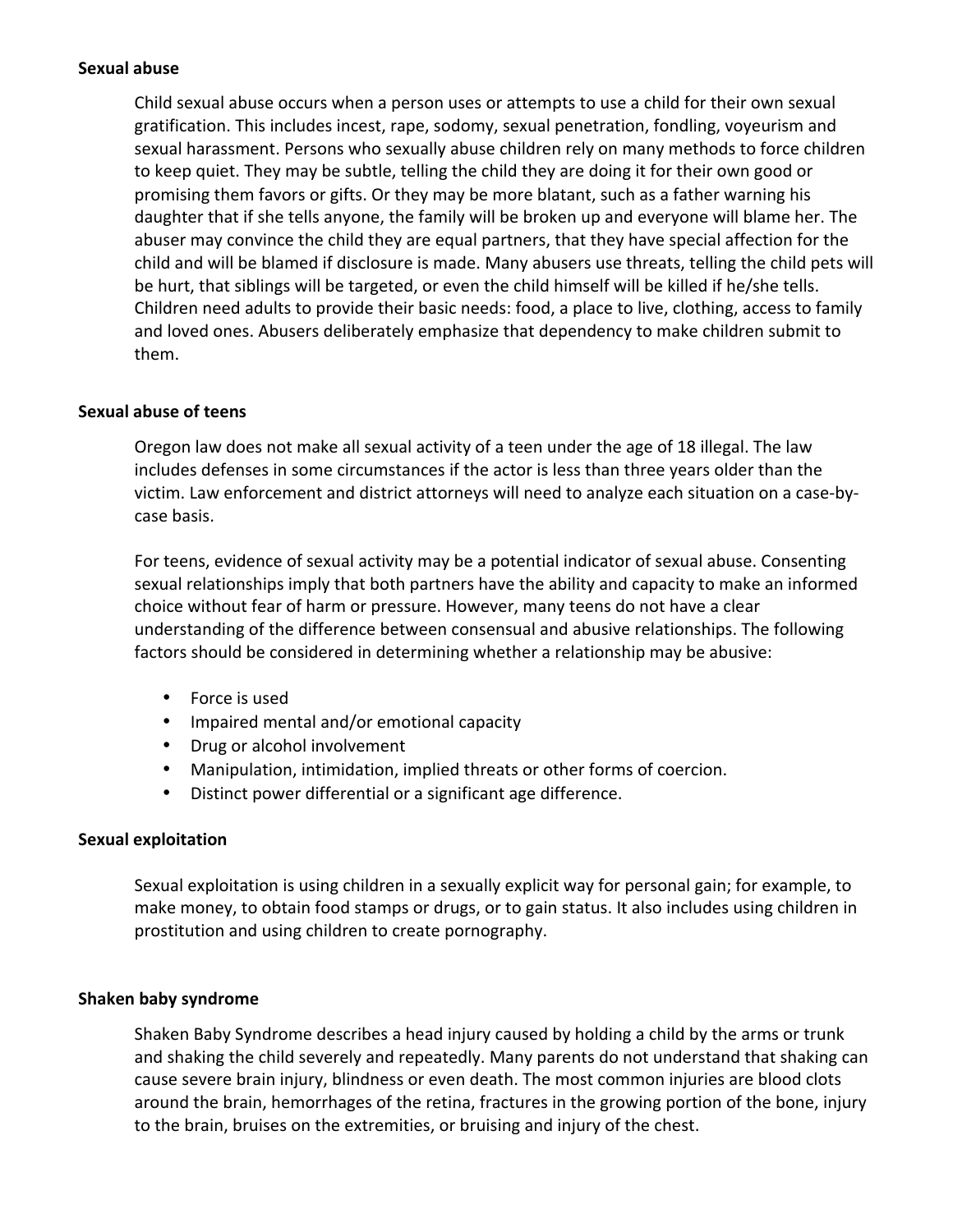**Sexual abuse**

Child sexual abuse occurs when a person uses or attempts to use a child for their own sexual gratification. This includes incest, rape, sodomy, sexual penetration, fondling, voyeurism and sexual harassment. Persons who sexually abuse children rely on many methods to force children to keep quiet. They may be subtle, telling the child they are doing it for their own good or promising them favors or gifts. Or they may be more blatant, such as a father warning his daughter that if she tells anyone, the family will be broken up and everyone will blame her. The abuser may convince the child they are equal partners, that they have special affection for the child and will be blamed if disclosure is made. Many abusers use threats, telling the child pets will be hurt, that siblings will be targeted, or even the child himself will be killed if he/she tells. Children need adults to provide their basic needs: food, a place to live, clothing, access to family and loved ones. Abusers deliberately emphasize that dependency to make children submit to them.

**Sexual abuse of teens**

Oregon law does not make all sexual activity of a teen under the age of 18 illegal. The law includes defenses in some circumstances if the actor is less than three years older than the victim. Law enforcement and district attorneys will need to analyze each situation on a case-by-case basis.

For teens, evidence of sexual activity may be a potential indicator of sexual abuse. Consenting sexual relationships imply that both partners have the ability and capacity to make an informed choice without fear of harm or pressure. However, many teens do not have a clear understanding of the difference between consensual and abusive relationships. The following factors should be considered in determining whether a relationship may be abusive:

- Force is used
- Impaired mental and/or emotional capacity
- Drug or alcohol involvement
- Manipulation, intimidation, implied threats or other forms of coercion.
- Distinct power differential or a significant age difference.

**Sexual exploitation**

Sexual exploitation is using children in a sexually explicit way for personal gain; for example, to make money, to obtain food stamps or drugs, or to gain status. It also includes using children in prostitution and using children to create pornography.

**Shaken baby syndrome**

Shaken Baby Syndrome describes a head injury caused by holding a child by the arms or trunk and shaking the child severely and repeatedly. Many parents do not understand that shaking can cause severe brain injury, blindness or even death. The most common injuries are blood clots around the brain, hemorrhages of the retina, fractures in the growing portion of the bone, injury to the brain, bruises on the extremities, or bruising and injury of the chest.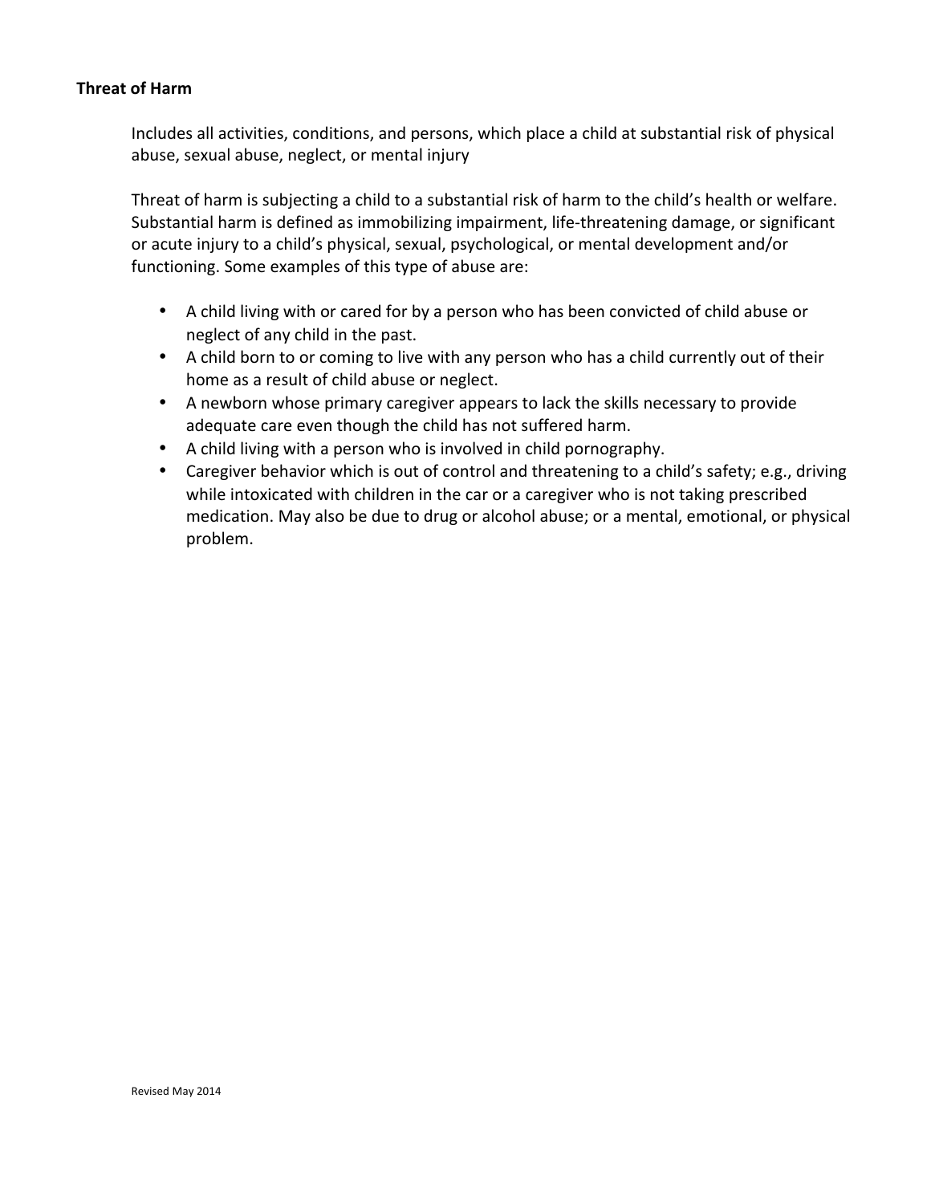**Threat of Harm**

Includes all activities, conditions, and persons, which place a child at substantial risk of physical abuse, sexual abuse, neglect, or mental injury

Threat of harm is subjecting a child to a substantial risk of harm to the child's health or welfare. Substantial harm is defined as immobilizing impairment, life-threatening damage, or significant or acute injury to a child's physical, sexual, psychological, or mental development and/or functioning. Some examples of this type of abuse are:

- A child living with or cared for by a person who has been convicted of child abuse or neglect of any child in the past.
- A child born to or coming to live with any person who has a child currently out of their home as a result of child abuse or neglect.
- A newborn whose primary caregiver appears to lack the skills necessary to provide adequate care even though the child has not suffered harm.
- A child living with a person who is involved in child pornography.
- Caregiver behavior which is out of control and threatening to a child's safety; e.g., driving while intoxicated with children in the car or a caregiver who is not taking prescribed medication. May also be due to drug or alcohol abuse; or a mental, emotional, or physical problem.

Revised May 2014